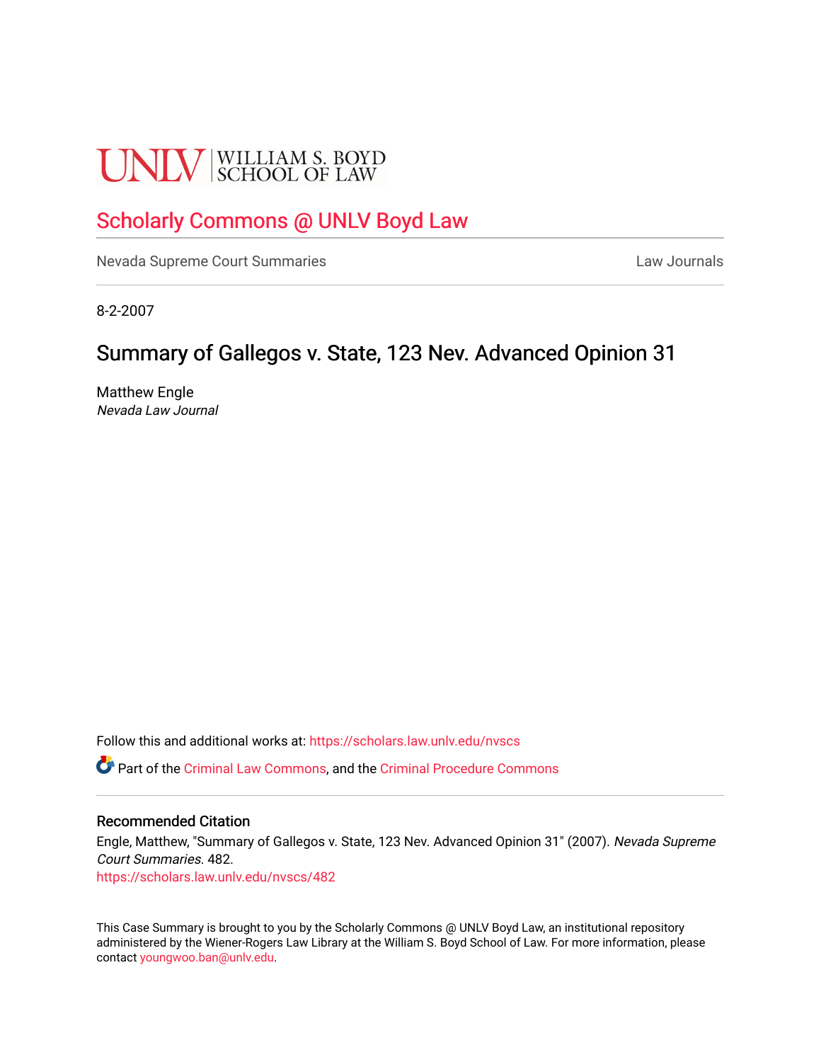UNLV | WILLIAM S. BOYD SCHOOL OF LAW

## Scholarly Commons @ UNLV Boyd Law

Nevada Supreme Court Summaries | Law Journals

8-2-2007

# Summary of Gallegos v. State, 123 Nev. Advanced Opinion 31

Matthew Engle
*Nevada Law Journal*

Follow this and additional works at: https://scholars.law.unlv.edu/nvscs

Part of the Criminal Law Commons, and the Criminal Procedure Commons

### Recommended Citation

Engle, Matthew, "Summary of Gallegos v. State, 123 Nev. Advanced Opinion 31" (2007). *Nevada Supreme Court Summaries*. 482.
https://scholars.law.unlv.edu/nvscs/482

This Case Summary is brought to you by the Scholarly Commons @ UNLV Boyd Law, an institutional repository administered by the Wiener-Rogers Law Library at the William S. Boyd School of Law. For more information, please contact youngwoo.ban@unlv.edu.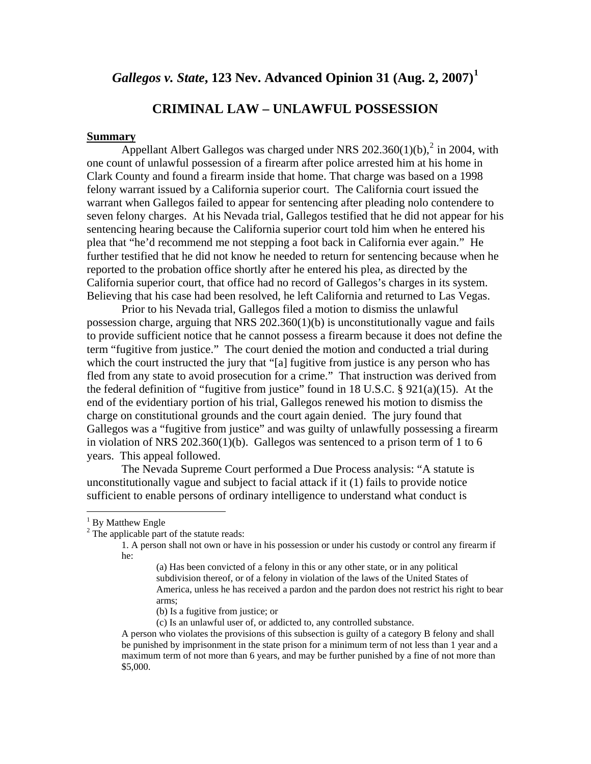# *Gallegos v. State*, 123 Nev. Advanced Opinion 31 (Aug. 2, 2007)[1]

## CRIMINAL LAW – UNLAWFUL POSSESSION

### Summary

Appellant Albert Gallegos was charged under NRS 202.360(1)(b),[2] in 2004, with one count of unlawful possession of a firearm after police arrested him at his home in Clark County and found a firearm inside that home. That charge was based on a 1998 felony warrant issued by a California superior court. The California court issued the warrant when Gallegos failed to appear for sentencing after pleading nolo contendere to seven felony charges. At his Nevada trial, Gallegos testified that he did not appear for his sentencing hearing because the California superior court told him when he entered his plea that "he'd recommend me not stepping a foot back in California ever again." He further testified that he did not know he needed to return for sentencing because when he reported to the probation office shortly after he entered his plea, as directed by the California superior court, that office had no record of Gallegos's charges in its system. Believing that his case had been resolved, he left California and returned to Las Vegas.

Prior to his Nevada trial, Gallegos filed a motion to dismiss the unlawful possession charge, arguing that NRS 202.360(1)(b) is unconstitutionally vague and fails to provide sufficient notice that he cannot possess a firearm because it does not define the term "fugitive from justice." The court denied the motion and conducted a trial during which the court instructed the jury that "[a] fugitive from justice is any person who has fled from any state to avoid prosecution for a crime." That instruction was derived from the federal definition of "fugitive from justice" found in 18 U.S.C. § 921(a)(15). At the end of the evidentiary portion of his trial, Gallegos renewed his motion to dismiss the charge on constitutional grounds and the court again denied. The jury found that Gallegos was a "fugitive from justice" and was guilty of unlawfully possessing a firearm in violation of NRS 202.360(1)(b). Gallegos was sentenced to a prison term of 1 to 6 years. This appeal followed.

The Nevada Supreme Court performed a Due Process analysis: "A statute is unconstitutionally vague and subject to facial attack if it (1) fails to provide notice sufficient to enable persons of ordinary intelligence to understand what conduct is

---

[1] By Matthew Engle

[2] The applicable part of the statute reads:

> 1. A person shall not own or have in his possession or under his custody or control any firearm if he:
>
> > (a) Has been convicted of a felony in this or any other state, or in any political subdivision thereof, or of a felony in violation of the laws of the United States of America, unless he has received a pardon and the pardon does not restrict his right to bear arms;
> >
> > (b) Is a fugitive from justice; or
> >
> > (c) Is an unlawful user of, or addicted to, any controlled substance.
>
> A person who violates the provisions of this subsection is guilty of a category B felony and shall be punished by imprisonment in the state prison for a minimum term of not less than 1 year and a maximum term of not more than 6 years, and may be further punished by a fine of not more than $5,000.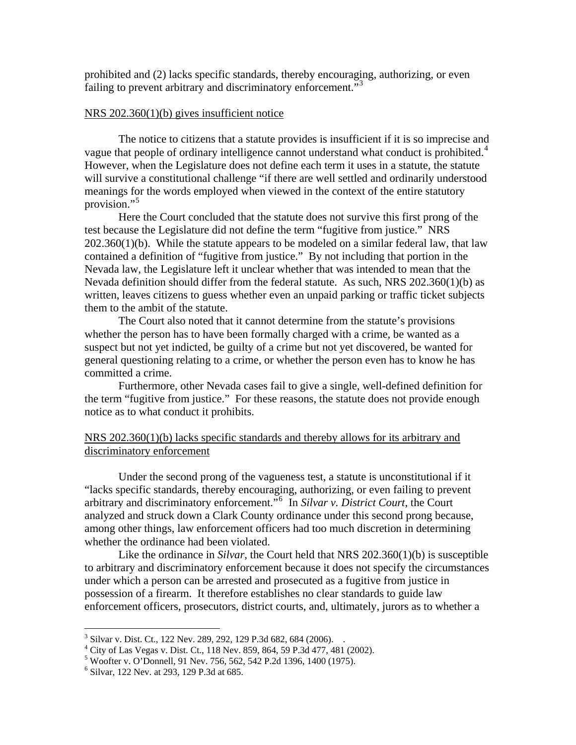prohibited and (2) lacks specific standards, thereby encouraging, authorizing, or even failing to prevent arbitrary and discriminatory enforcement."[3]

NRS 202.360(1)(b) gives insufficient notice

The notice to citizens that a statute provides is insufficient if it is so imprecise and vague that people of ordinary intelligence cannot understand what conduct is prohibited.[4] However, when the Legislature does not define each term it uses in a statute, the statute will survive a constitutional challenge "if there are well settled and ordinarily understood meanings for the words employed when viewed in the context of the entire statutory provision."[5]

Here the Court concluded that the statute does not survive this first prong of the test because the Legislature did not define the term "fugitive from justice." NRS 202.360(1)(b). While the statute appears to be modeled on a similar federal law, that law contained a definition of "fugitive from justice." By not including that portion in the Nevada law, the Legislature left it unclear whether that was intended to mean that the Nevada definition should differ from the federal statute. As such, NRS 202.360(1)(b) as written, leaves citizens to guess whether even an unpaid parking or traffic ticket subjects them to the ambit of the statute.

The Court also noted that it cannot determine from the statute's provisions whether the person has to have been formally charged with a crime, be wanted as a suspect but not yet indicted, be guilty of a crime but not yet discovered, be wanted for general questioning relating to a crime, or whether the person even has to know he has committed a crime.

Furthermore, other Nevada cases fail to give a single, well-defined definition for the term "fugitive from justice." For these reasons, the statute does not provide enough notice as to what conduct it prohibits.

NRS 202.360(1)(b) lacks specific standards and thereby allows for its arbitrary and discriminatory enforcement

Under the second prong of the vagueness test, a statute is unconstitutional if it "lacks specific standards, thereby encouraging, authorizing, or even failing to prevent arbitrary and discriminatory enforcement."[6] In *Silvar v. District Court*, the Court analyzed and struck down a Clark County ordinance under this second prong because, among other things, law enforcement officers had too much discretion in determining whether the ordinance had been violated.

Like the ordinance in *Silvar*, the Court held that NRS 202.360(1)(b) is susceptible to arbitrary and discriminatory enforcement because it does not specify the circumstances under which a person can be arrested and prosecuted as a fugitive from justice in possession of a firearm. It therefore establishes no clear standards to guide law enforcement officers, prosecutors, district courts, and, ultimately, jurors as to whether a

---

[3] Silvar v. Dist. Ct., 122 Nev. 289, 292, 129 P.3d 682, 684 (2006). .

[4] City of Las Vegas v. Dist. Ct., 118 Nev. 859, 864, 59 P.3d 477, 481 (2002).

[5] Woofter v. O'Donnell, 91 Nev. 756, 562, 542 P.2d 1396, 1400 (1975).

[6] Silvar, 122 Nev. at 293, 129 P.3d at 685.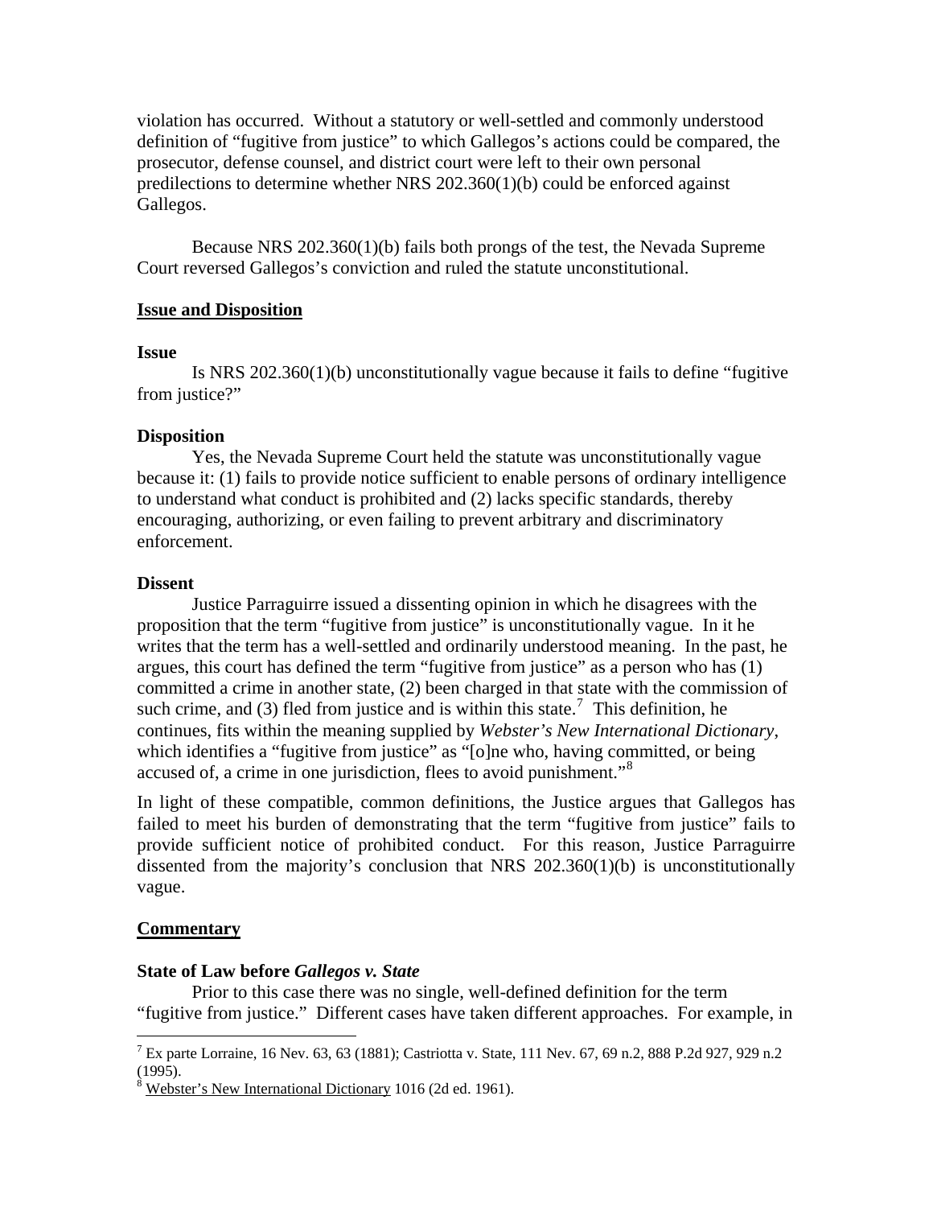violation has occurred. Without a statutory or well-settled and commonly understood definition of "fugitive from justice" to which Gallegos's actions could be compared, the prosecutor, defense counsel, and district court were left to their own personal predilections to determine whether NRS 202.360(1)(b) could be enforced against Gallegos.

Because NRS 202.360(1)(b) fails both prongs of the test, the Nevada Supreme Court reversed Gallegos's conviction and ruled the statute unconstitutional.

## Issue and Disposition

### Issue

Is NRS 202.360(1)(b) unconstitutionally vague because it fails to define "fugitive from justice?"

### Disposition

Yes, the Nevada Supreme Court held the statute was unconstitutionally vague because it: (1) fails to provide notice sufficient to enable persons of ordinary intelligence to understand what conduct is prohibited and (2) lacks specific standards, thereby encouraging, authorizing, or even failing to prevent arbitrary and discriminatory enforcement.

### Dissent

Justice Parraguirre issued a dissenting opinion in which he disagrees with the proposition that the term "fugitive from justice" is unconstitutionally vague. In it he writes that the term has a well-settled and ordinarily understood meaning. In the past, he argues, this court has defined the term "fugitive from justice" as a person who has (1) committed a crime in another state, (2) been charged in that state with the commission of such crime, and (3) fled from justice and is within this state.[7] This definition, he continues, fits within the meaning supplied by *Webster's New International Dictionary*, which identifies a "fugitive from justice" as "[o]ne who, having committed, or being accused of, a crime in one jurisdiction, flees to avoid punishment."[8]

In light of these compatible, common definitions, the Justice argues that Gallegos has failed to meet his burden of demonstrating that the term "fugitive from justice" fails to provide sufficient notice of prohibited conduct. For this reason, Justice Parraguirre dissented from the majority's conclusion that NRS 202.360(1)(b) is unconstitutionally vague.

## Commentary

### State of Law before *Gallegos v. State*

Prior to this case there was no single, well-defined definition for the term "fugitive from justice." Different cases have taken different approaches. For example, in

---

[7] Ex parte Lorraine, 16 Nev. 63, 63 (1881); Castriotta v. State, 111 Nev. 67, 69 n.2, 888 P.2d 927, 929 n.2 (1995).

[8] Webster's New International Dictionary 1016 (2d ed. 1961).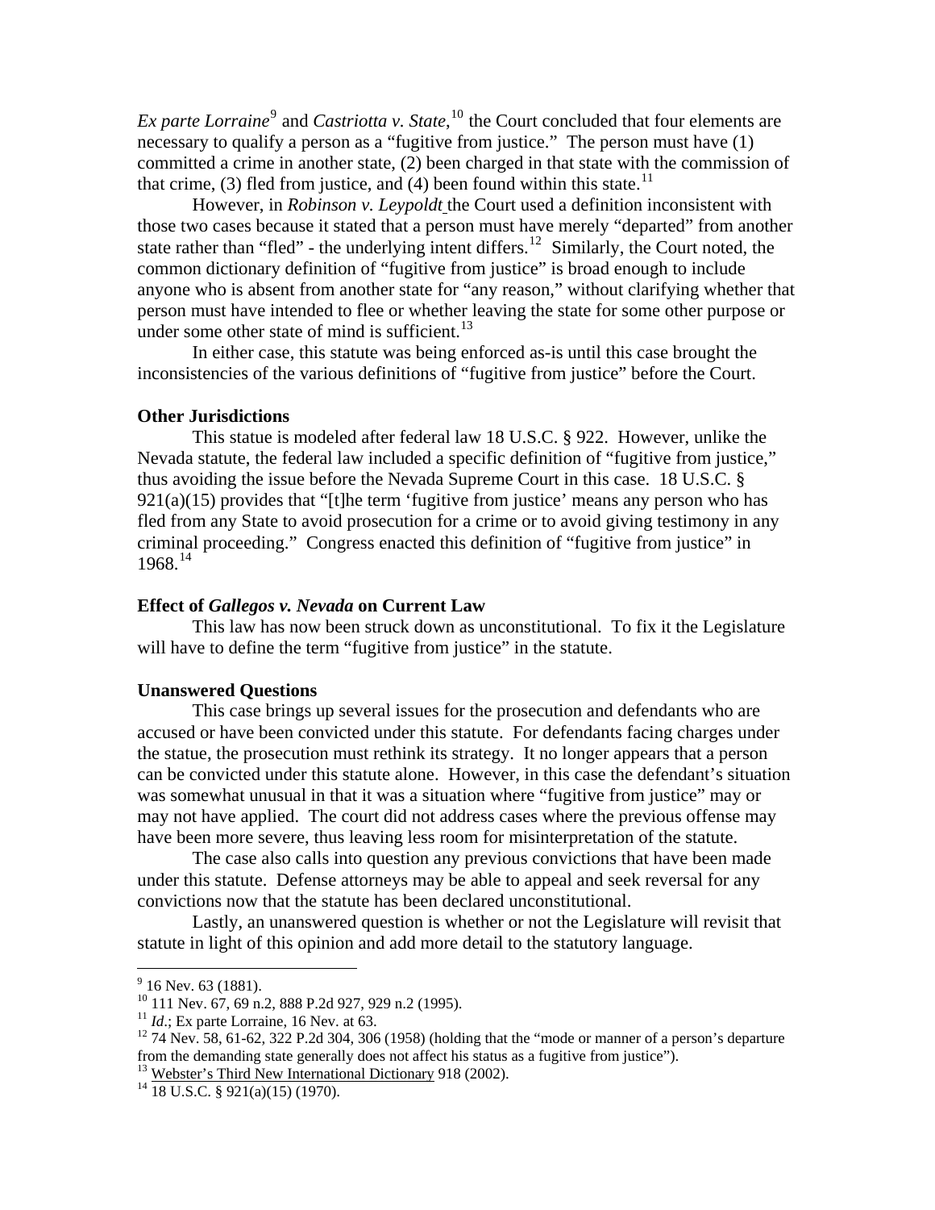*Ex parte Lorraine*[9] and *Castriotta v. State*,[10] the Court concluded that four elements are necessary to qualify a person as a "fugitive from justice." The person must have (1) committed a crime in another state, (2) been charged in that state with the commission of that crime, (3) fled from justice, and (4) been found within this state.[11]

However, in *Robinson v. Leypoldt* the Court used a definition inconsistent with those two cases because it stated that a person must have merely "departed" from another state rather than "fled" - the underlying intent differs.[12] Similarly, the Court noted, the common dictionary definition of "fugitive from justice" is broad enough to include anyone who is absent from another state for "any reason," without clarifying whether that person must have intended to flee or whether leaving the state for some other purpose or under some other state of mind is sufficient.[13]

In either case, this statute was being enforced as-is until this case brought the inconsistencies of the various definitions of "fugitive from justice" before the Court.

**Other Jurisdictions**

This statue is modeled after federal law 18 U.S.C. § 922. However, unlike the Nevada statute, the federal law included a specific definition of "fugitive from justice," thus avoiding the issue before the Nevada Supreme Court in this case. 18 U.S.C. § 921(a)(15) provides that "[t]he term 'fugitive from justice' means any person who has fled from any State to avoid prosecution for a crime or to avoid giving testimony in any criminal proceeding." Congress enacted this definition of "fugitive from justice" in 1968.[14]

**Effect of *Gallegos v. Nevada* on Current Law**

This law has now been struck down as unconstitutional. To fix it the Legislature will have to define the term "fugitive from justice" in the statute.

**Unanswered Questions**

This case brings up several issues for the prosecution and defendants who are accused or have been convicted under this statute. For defendants facing charges under the statue, the prosecution must rethink its strategy. It no longer appears that a person can be convicted under this statute alone. However, in this case the defendant's situation was somewhat unusual in that it was a situation where "fugitive from justice" may or may not have applied. The court did not address cases where the previous offense may have been more severe, thus leaving less room for misinterpretation of the statute.

The case also calls into question any previous convictions that have been made under this statute. Defense attorneys may be able to appeal and seek reversal for any convictions now that the statute has been declared unconstitutional.

Lastly, an unanswered question is whether or not the Legislature will revisit that statute in light of this opinion and add more detail to the statutory language.

---

[9] 16 Nev. 63 (1881).

[10] 111 Nev. 67, 69 n.2, 888 P.2d 927, 929 n.2 (1995).

[11] *Id*.; Ex parte Lorraine, 16 Nev. at 63.

[12] 74 Nev. 58, 61-62, 322 P.2d 304, 306 (1958) (holding that the "mode or manner of a person's departure from the demanding state generally does not affect his status as a fugitive from justice").

[13] Webster's Third New International Dictionary 918 (2002).

[14] 18 U.S.C. § 921(a)(15) (1970).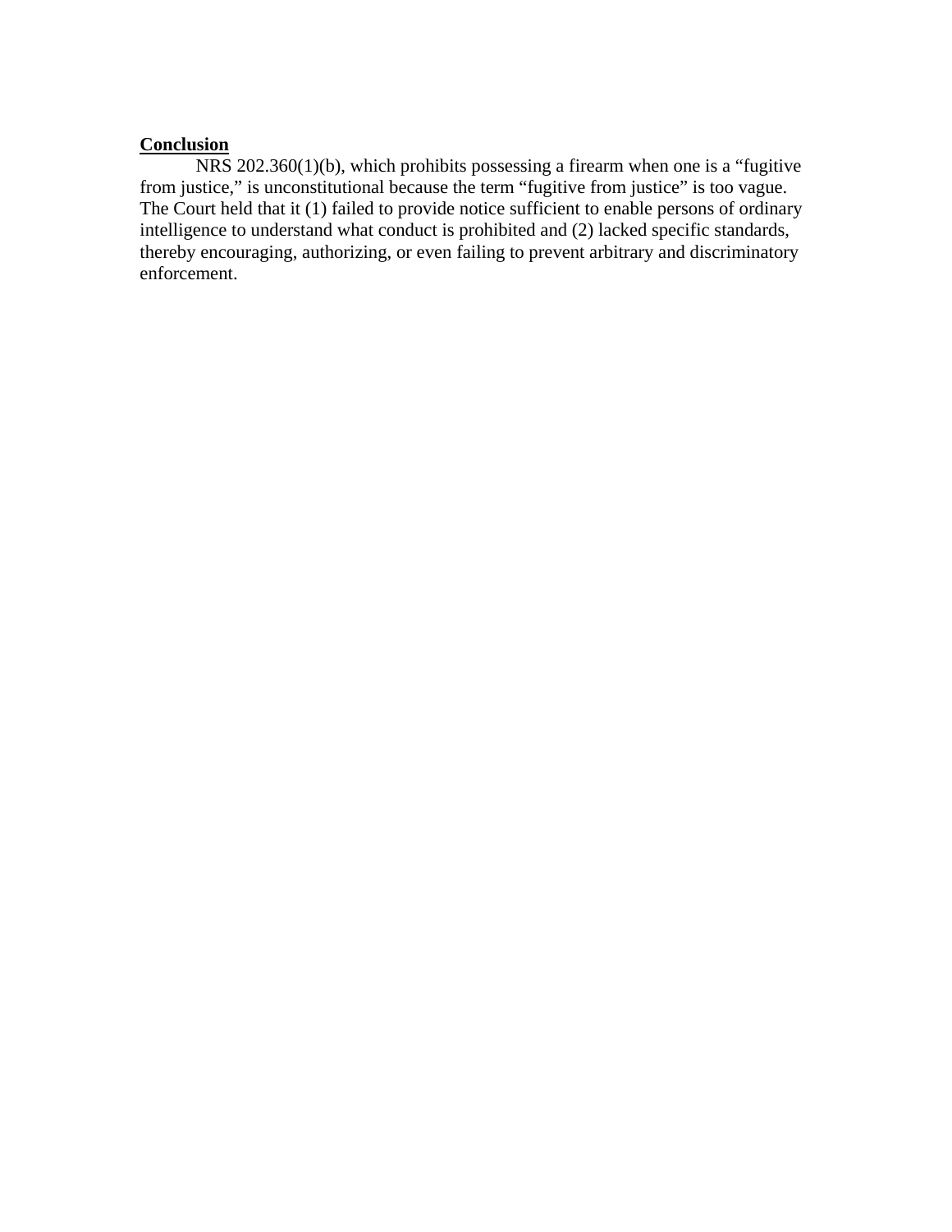**Conclusion**

NRS 202.360(1)(b), which prohibits possessing a firearm when one is a "fugitive from justice," is unconstitutional because the term "fugitive from justice" is too vague. The Court held that it (1) failed to provide notice sufficient to enable persons of ordinary intelligence to understand what conduct is prohibited and (2) lacked specific standards, thereby encouraging, authorizing, or even failing to prevent arbitrary and discriminatory enforcement.